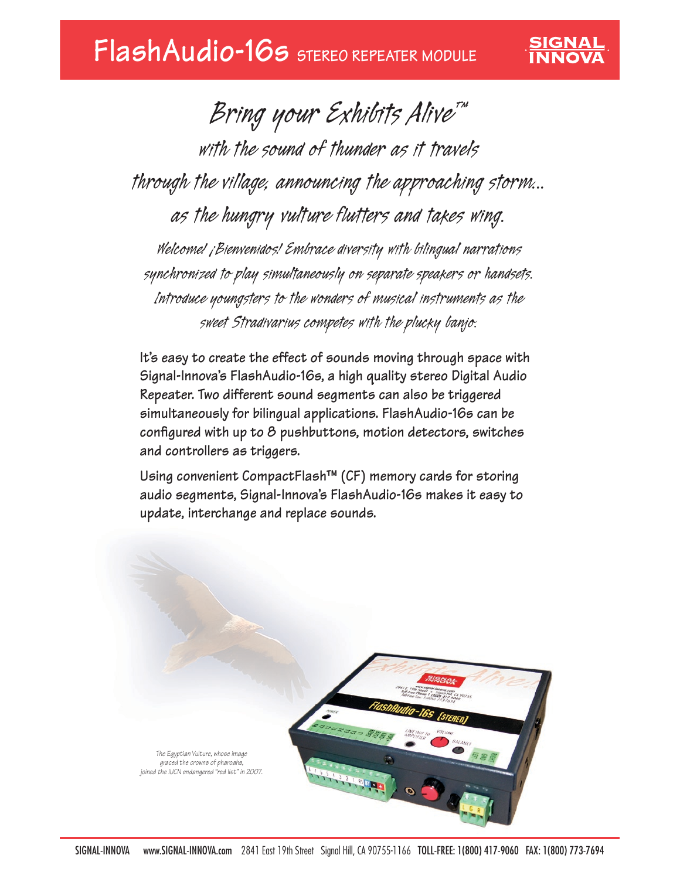# FlashAudio-16s STEREO REPEATER MODULE

SIGNAL INNOVA

*Bring your Exhibits Alive™*

*with the sound of thunder as it travels through the village, announcing the approaching storm... as the hungry vulture flutters and takes wing.*

*Welcome! ¡Bienvenidos! Embrace diversity with bilingual narrations synchronized to play simultaneously on separate speakers or handsets. Introduce youngsters to the wonders of musical instruments as the sweet Stradivarius competes with the plucky banjo.*

**It's easy to create the effect of sounds moving through space with Signal-Innova's FlashAudio-16s, a high quality stereo Digital Audio Repeater. Two different sound segments can also be triggered simultaneously for bilingual applications. FlashAudio-16s can be configured with up to 8 pushbuttons, motion detectors, switches and controllers as triggers.**

**Using convenient CompactFlash™ (CF) memory cards for storing audio segments, Signal-Innova's FlashAudio-16s makes it easy to update, interchange and replace sounds.**

*The Egyptian Vulture, whose image graced the crowns of pharoahs, joined the IUCN endangered "red list" in 2007.*

SIGNAL-INNOVA www.SIGNAL-INNOVA.com 2841 East 19th Street Signal Hill, CA 90755-1166 **TOLL-FREE: 1(800) 417-9060 FAX: 1(800) 773-7694**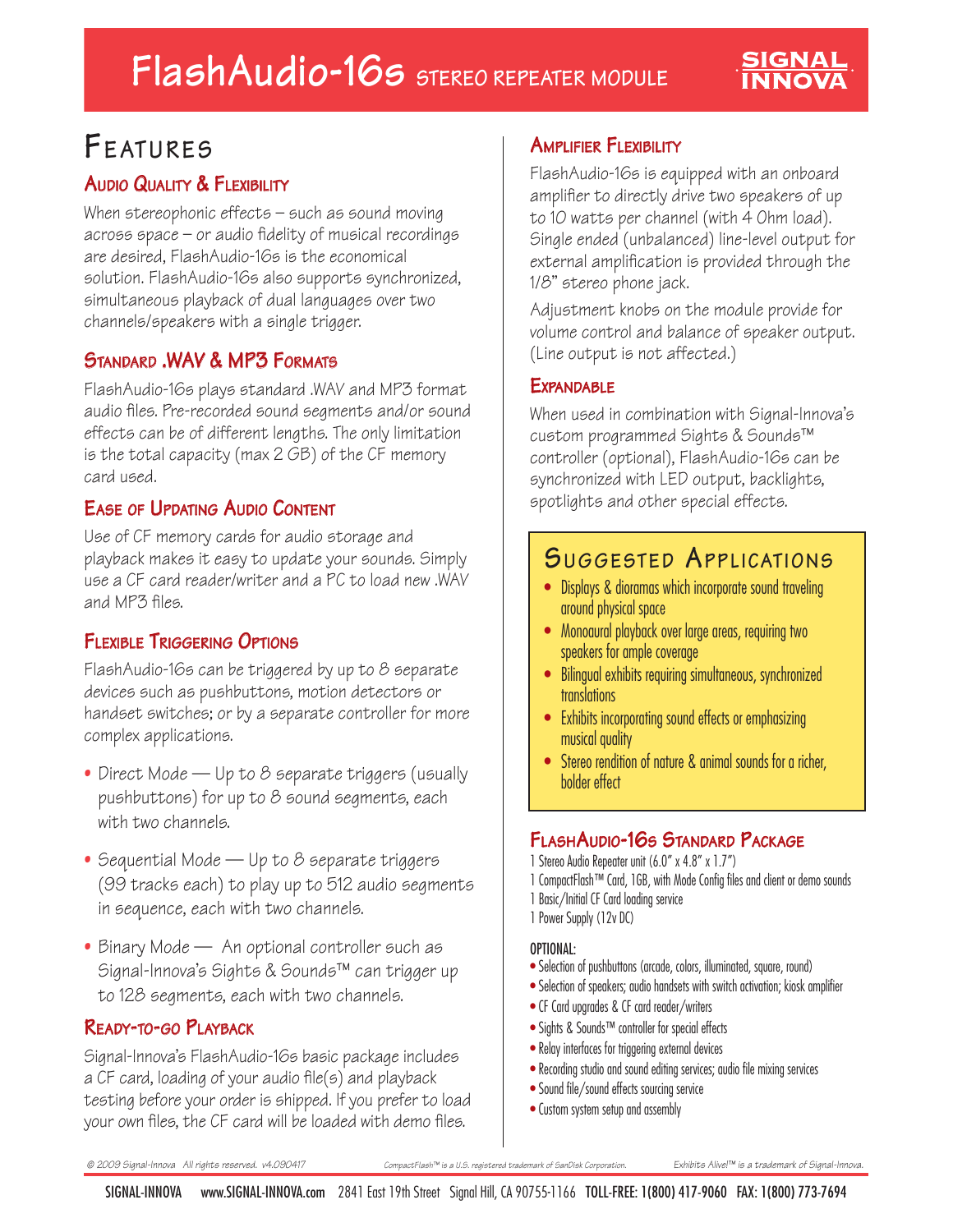# FlashAudio-16s STEREO REPEATER MODULE

SIGNAL INNOVA

## Features

### Audio Quality & Flexibility

When stereophonic effects – such as sound moving across space – or audio fidelity of musical recordings are desired, FlashAudio-16s is the economical solution. FlashAudio-16s also supports synchronized, simultaneous playback of dual languages over two channels/speakers with a single trigger.

### Standard .WAV & MP3 Formats

FlashAudio-16s plays standard .WAV and MP3 format audio files. Pre-recorded sound segments and/or sound effects can be of different lengths. The only limitation is the total capacity (max 2 GB) of the CF memory card used.

### Ease of Updating Audio Content

Use of CF memory cards for audio storage and playback makes it easy to update your sounds. Simply use a CF card reader/writer and a PC to load new .WAV and MP3 files.

### Flexible Triggering Options

FlashAudio-16s can be triggered by up to 8 separate devices such as pushbuttons, motion detectors or handset switches; or by a separate controller for more complex applications.

- Direct Mode — Up to 8 separate triggers (usually pushbuttons) for up to 8 sound segments, each with two channels.
- Sequential Mode — Up to 8 separate triggers (99 tracks each) to play up to 512 audio segments in sequence, each with two channels.
- Binary Mode — An optional controller such as Signal-Innova's Sights & Sounds™ can trigger up to 128 segments, each with two channels.

### Ready-to-go Playback

Signal-Innova's FlashAudio-16s basic package includes a CF card, loading of your audio file(s) and playback testing before your order is shipped. If you prefer to load your own files, the CF card will be loaded with demo files.

### Amplifier Flexibility

FlashAudio-16s is equipped with an onboard amplifier to directly drive two speakers of up to 10 watts per channel (with 4 Ohm load). Single ended (unbalanced) line-level output for external amplification is provided through the 1/8" stereo phone jack.

Adjustment knobs on the module provide for volume control and balance of speaker output. (Line output is not affected.)

### Expandable

When used in combination with Signal-Innova's custom programmed Sights & Sounds™ controller (optional), FlashAudio-16s can be synchronized with LED output, backlights, spotlights and other special effects.

## Suggested Applications

- Displays & dioramas which incorporate sound traveling around physical space
- Monoaural playback over large areas, requiring two speakers for ample coverage
- Bilingual exhibits requiring simultaneous, synchronized translations
- Exhibits incorporating sound effects or emphasizing musical quality
- Stereo rendition of nature & animal sounds for a richer, bolder effect

### FlashAudio-16s Standard Package

1 Stereo Audio Repeater unit (6.0" x 4.8" x 1.7")
1 CompactFlash™ Card, 1GB, with Mode Config files and client or demo sounds
1 Basic/Initial CF Card loading service
1 Power Supply (12v DC)

OPTIONAL:

- Selection of pushbuttons (arcade, colors, illuminated, square, round)
- Selection of speakers; audio handsets with switch activation; kiosk amplifier
- CF Card upgrades & CF card reader/writers
- Sights & Sounds™ controller for special effects
- Relay interfaces for triggering external devices
- Recording studio and sound editing services; audio file mixing services
- Sound file/sound effects sourcing service
- Custom system setup and assembly

© 2009 Signal-Innova All rights reserved. v4.090417 CompactFlash™ is a U.S. registered trademark of SanDisk Corporation. Exhibits Alive!™ is a trademark of Signal-Innova.

SIGNAL-INNOVA www.SIGNAL-INNOVA.com 2841 East 19th Street Signal Hill, CA 90755-1166 TOLL-FREE: 1(800) 417-9060 FAX: 1(800) 773-7694